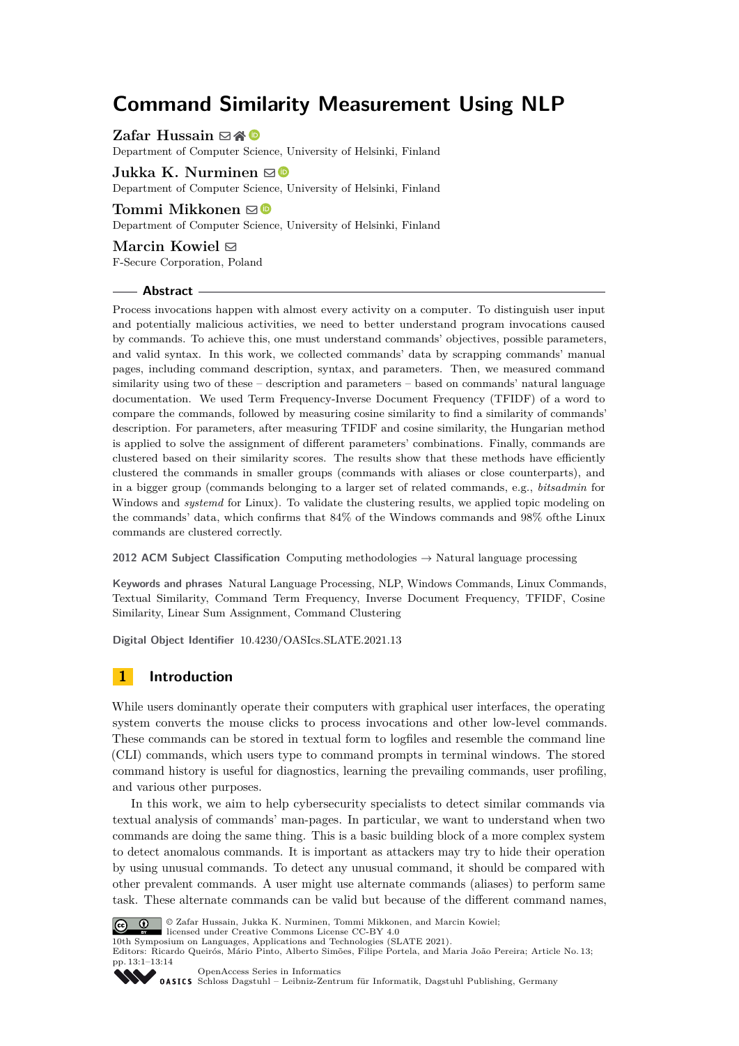# Command Similarity Measurement Using NLP

**Zafar Hussain**
Department of Computer Science, University of Helsinki, Finland

**Jukka K. Nurminen**
Department of Computer Science, University of Helsinki, Finland

**Tommi Mikkonen**
Department of Computer Science, University of Helsinki, Finland

**Marcin Kowiel**
F-Secure Corporation, Poland

## Abstract

Process invocations happen with almost every activity on a computer. To distinguish user input and potentially malicious activities, we need to better understand program invocations caused by commands. To achieve this, one must understand commands' objectives, possible parameters, and valid syntax. In this work, we collected commands' data by scrapping commands' manual pages, including command description, syntax, and parameters. Then, we measured command similarity using two of these – description and parameters – based on commands' natural language documentation. We used Term Frequency-Inverse Document Frequency (TFIDF) of a word to compare the commands, followed by measuring cosine similarity to find a similarity of commands' description. For parameters, after measuring TFIDF and cosine similarity, the Hungarian method is applied to solve the assignment of different parameters' combinations. Finally, commands are clustered based on their similarity scores. The results show that these methods have efficiently clustered the commands in smaller groups (commands with aliases or close counterparts), and in a bigger group (commands belonging to a larger set of related commands, e.g., *bitsadmin* for Windows and *systemd* for Linux). To validate the clustering results, we applied topic modeling on the commands' data, which confirms that 84% of the Windows commands and 98% ofthe Linux commands are clustered correctly.

**2012 ACM Subject Classification** Computing methodologies → Natural language processing

**Keywords and phrases** Natural Language Processing, NLP, Windows Commands, Linux Commands, Textual Similarity, Command Term Frequency, Inverse Document Frequency, TFIDF, Cosine Similarity, Linear Sum Assignment, Command Clustering

**Digital Object Identifier** 10.4230/OASIcs.SLATE.2021.13

## 1 Introduction

While users dominantly operate their computers with graphical user interfaces, the operating system converts the mouse clicks to process invocations and other low-level commands. These commands can be stored in textual form to logfiles and resemble the command line (CLI) commands, which users type to command prompts in terminal windows. The stored command history is useful for diagnostics, learning the prevailing commands, user profiling, and various other purposes.

In this work, we aim to help cybersecurity specialists to detect similar commands via textual analysis of commands' man-pages. In particular, we want to understand when two commands are doing the same thing. This is a basic building block of a more complex system to detect anomalous commands. It is important as attackers may try to hide their operation by using unusual commands. To detect any unusual command, it should be compared with other prevalent commands. A user might use alternate commands (aliases) to perform same task. These alternate commands can be valid but because of the different command names,

© Zafar Hussain, Jukka K. Nurminen, Tommi Mikkonen, and Marcin Kowiel;
licensed under Creative Commons License CC-BY 4.0
10th Symposium on Languages, Applications and Technologies (SLATE 2021).
Editors: Ricardo Queirós, Mário Pinto, Alberto Simões, Filipe Portela, and Maria João Pereira; Article No. 13; pp. 13:1–13:14
OpenAccess Series in Informatics
Schloss Dagstuhl – Leibniz-Zentrum für Informatik, Dagstuhl Publishing, Germany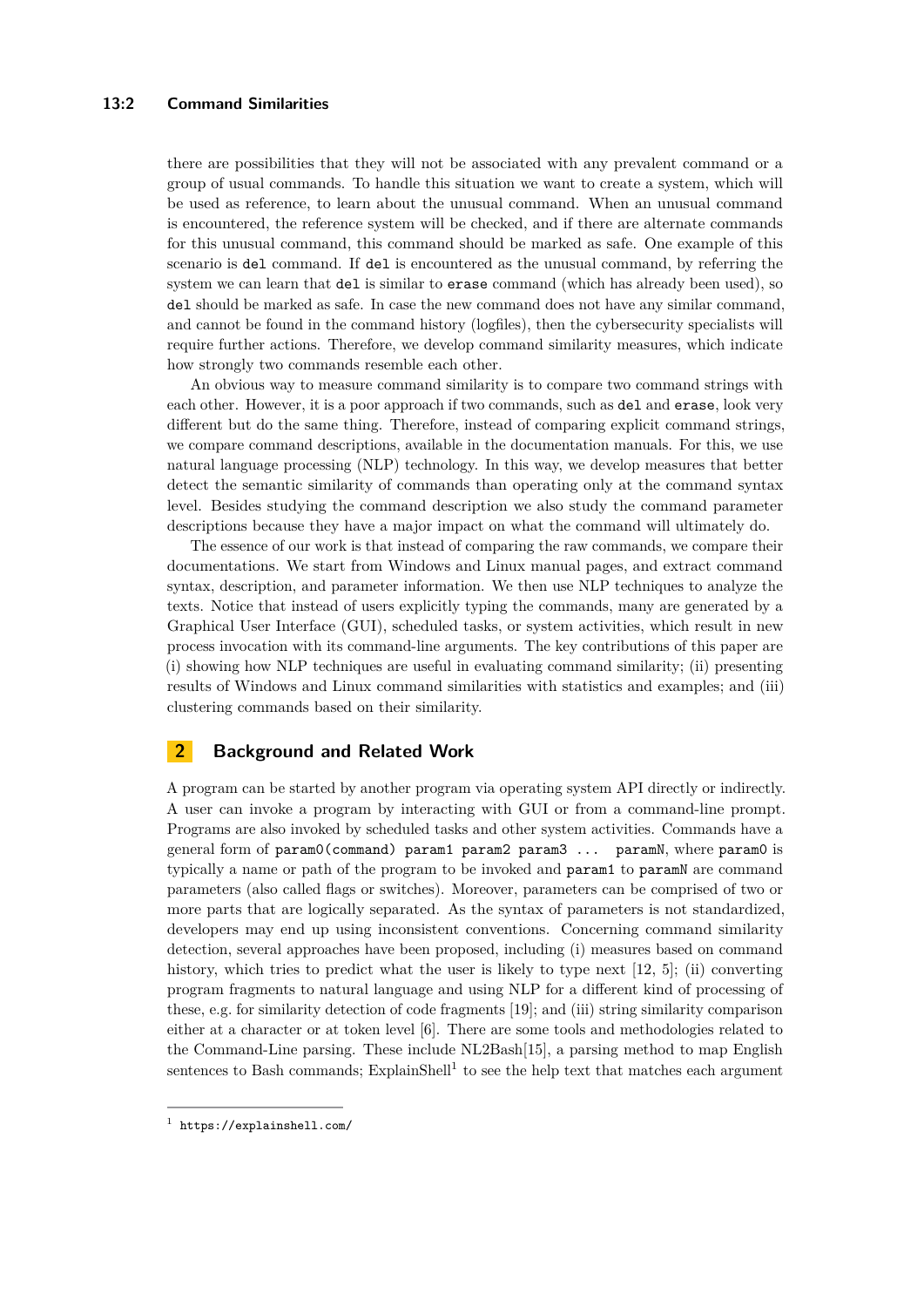there are possibilities that they will not be associated with any prevalent command or a group of usual commands. To handle this situation we want to create a system, which will be used as reference, to learn about the unusual command. When an unusual command is encountered, the reference system will be checked, and if there are alternate commands for this unusual command, this command should be marked as safe. One example of this scenario is `del` command. If `del` is encountered as the unusual command, by referring the system we can learn that `del` is similar to `erase` command (which has already been used), so `del` should be marked as safe. In case the new command does not have any similar command, and cannot be found in the command history (logfiles), then the cybersecurity specialists will require further actions. Therefore, we develop command similarity measures, which indicate how strongly two commands resemble each other.

An obvious way to measure command similarity is to compare two command strings with each other. However, it is a poor approach if two commands, such as `del` and `erase`, look very different but do the same thing. Therefore, instead of comparing explicit command strings, we compare command descriptions, available in the documentation manuals. For this, we use natural language processing (NLP) technology. In this way, we develop measures that better detect the semantic similarity of commands than operating only at the command syntax level. Besides studying the command description we also study the command parameter descriptions because they have a major impact on what the command will ultimately do.

The essence of our work is that instead of comparing the raw commands, we compare their documentations. We start from Windows and Linux manual pages, and extract command syntax, description, and parameter information. We then use NLP techniques to analyze the texts. Notice that instead of users explicitly typing the commands, many are generated by a Graphical User Interface (GUI), scheduled tasks, or system activities, which result in new process invocation with its command-line arguments. The key contributions of this paper are (i) showing how NLP techniques are useful in evaluating command similarity; (ii) presenting results of Windows and Linux command similarities with statistics and examples; and (iii) clustering commands based on their similarity.

## 2 Background and Related Work

A program can be started by another program via operating system API directly or indirectly. A user can invoke a program by interacting with GUI or from a command-line prompt. Programs are also invoked by scheduled tasks and other system activities. Commands have a general form of `param0(command) param1 param2 param3 ... paramN`, where `param0` is typically a name or path of the program to be invoked and `param1` to `paramN` are command parameters (also called flags or switches). Moreover, parameters can be comprised of two or more parts that are logically separated. As the syntax of parameters is not standardized, developers may end up using inconsistent conventions. Concerning command similarity detection, several approaches have been proposed, including (i) measures based on command history, which tries to predict what the user is likely to type next [12, 5]; (ii) converting program fragments to natural language and using NLP for a different kind of processing of these, e.g. for similarity detection of code fragments [19]; and (iii) string similarity comparison either at a character or at token level [6]. There are some tools and methodologies related to the Command-Line parsing. These include NL2Bash[15], a parsing method to map English sentences to Bash commands; ExplainShell[1] to see the help text that matches each argument

[1] `https://explainshell.com/`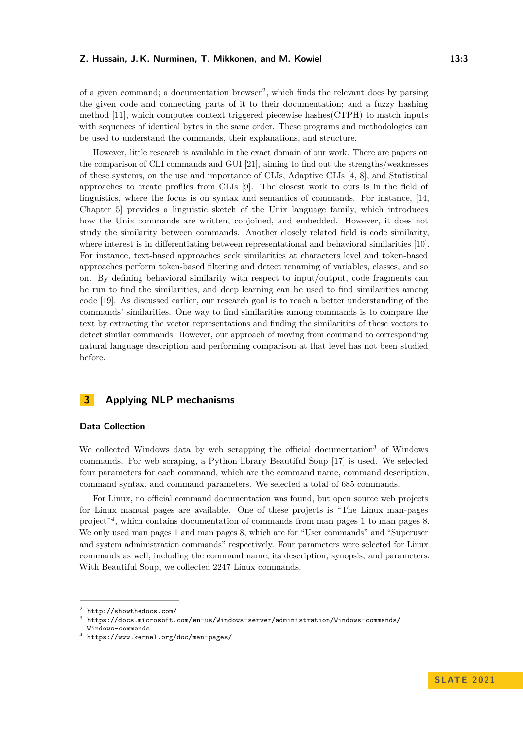of a given command; a documentation browser[2], which finds the relevant docs by parsing the given code and connecting parts of it to their documentation; and a fuzzy hashing method [11], which computes context triggered piecewise hashes(CTPH) to match inputs with sequences of identical bytes in the same order. These programs and methodologies can be used to understand the commands, their explanations, and structure.

However, little research is available in the exact domain of our work. There are papers on the comparison of CLI commands and GUI [21], aiming to find out the strengths/weaknesses of these systems, on the use and importance of CLIs, Adaptive CLIs [4, 8], and Statistical approaches to create profiles from CLIs [9]. The closest work to ours is in the field of linguistics, where the focus is on syntax and semantics of commands. For instance, [14, Chapter 5] provides a linguistic sketch of the Unix language family, which introduces how the Unix commands are written, conjoined, and embedded. However, it does not study the similarity between commands. Another closely related field is code similarity, where interest is in differentiating between representational and behavioral similarities [10]. For instance, text-based approaches seek similarities at characters level and token-based approaches perform token-based filtering and detect renaming of variables, classes, and so on. By defining behavioral similarity with respect to input/output, code fragments can be run to find the similarities, and deep learning can be used to find similarities among code [19]. As discussed earlier, our research goal is to reach a better understanding of the commands' similarities. One way to find similarities among commands is to compare the text by extracting the vector representations and finding the similarities of these vectors to detect similar commands. However, our approach of moving from command to corresponding natural language description and performing comparison at that level has not been studied before.

## 3 Applying NLP mechanisms

### Data Collection

We collected Windows data by web scrapping the official documentation[3] of Windows commands. For web scraping, a Python library Beautiful Soup [17] is used. We selected four parameters for each command, which are the command name, command description, command syntax, and command parameters. We selected a total of 685 commands.

For Linux, no official command documentation was found, but open source web projects for Linux manual pages are available. One of these projects is "The Linux man-pages project"[4], which contains documentation of commands from man pages 1 to man pages 8. We only used man pages 1 and man pages 8, which are for "User commands" and "Superuser and system administration commands" respectively. Four parameters were selected for Linux commands as well, including the command name, its description, synopsis, and parameters. With Beautiful Soup, we collected 2247 Linux commands.

---

[2] http://showthedocs.com/

[3] https://docs.microsoft.com/en-us/Windows-server/administration/Windows-commands/Windows-commands

[4] https://www.kernel.org/doc/man-pages/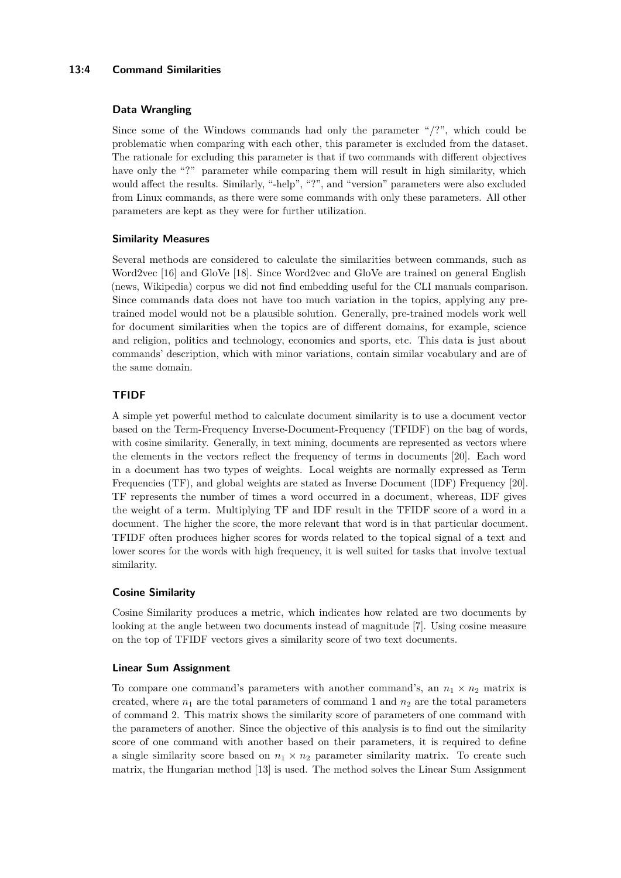### Data Wrangling

Since some of the Windows commands had only the parameter "/?", which could be problematic when comparing with each other, this parameter is excluded from the dataset. The rationale for excluding this parameter is that if two commands with different objectives have only the "?" parameter while comparing them will result in high similarity, which would affect the results. Similarly, "-help", "?", and "version" parameters were also excluded from Linux commands, as there were some commands with only these parameters. All other parameters are kept as they were for further utilization.

### Similarity Measures

Several methods are considered to calculate the similarities between commands, such as Word2vec [16] and GloVe [18]. Since Word2vec and GloVe are trained on general English (news, Wikipedia) corpus we did not find embedding useful for the CLI manuals comparison. Since commands data does not have too much variation in the topics, applying any pre-trained model would not be a plausible solution. Generally, pre-trained models work well for document similarities when the topics are of different domains, for example, science and religion, politics and technology, economics and sports, etc. This data is just about commands' description, which with minor variations, contain similar vocabulary and are of the same domain.

## TFIDF

A simple yet powerful method to calculate document similarity is to use a document vector based on the Term-Frequency Inverse-Document-Frequency (TFIDF) on the bag of words, with cosine similarity. Generally, in text mining, documents are represented as vectors where the elements in the vectors reflect the frequency of terms in documents [20]. Each word in a document has two types of weights. Local weights are normally expressed as Term Frequencies (TF), and global weights are stated as Inverse Document (IDF) Frequency [20]. TF represents the number of times a word occurred in a document, whereas, IDF gives the weight of a term. Multiplying TF and IDF result in the TFIDF score of a word in a document. The higher the score, the more relevant that word is in that particular document. TFIDF often produces higher scores for words related to the topical signal of a text and lower scores for the words with high frequency, it is well suited for tasks that involve textual similarity.

### Cosine Similarity

Cosine Similarity produces a metric, which indicates how related are two documents by looking at the angle between two documents instead of magnitude [7]. Using cosine measure on the top of TFIDF vectors gives a similarity score of two text documents.

### Linear Sum Assignment

To compare one command's parameters with another command's, an $n_1 \times n_2$ matrix is created, where $n_1$ are the total parameters of command 1 and $n_2$ are the total parameters of command 2. This matrix shows the similarity score of parameters of one command with the parameters of another. Since the objective of this analysis is to find out the similarity score of one command with another based on their parameters, it is required to define a single similarity score based on $n_1 \times n_2$ parameter similarity matrix. To create such matrix, the Hungarian method [13] is used. The method solves the Linear Sum Assignment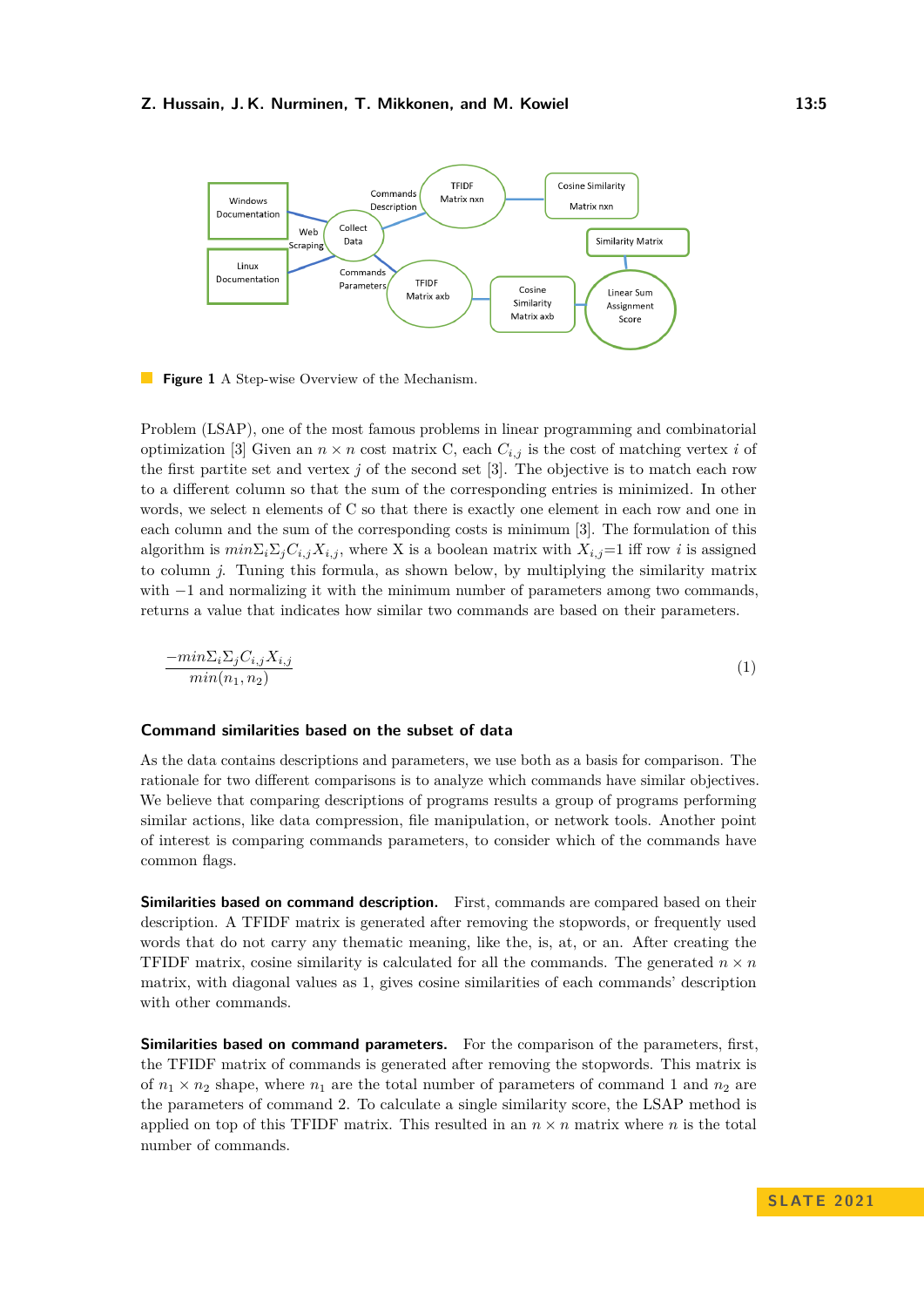**Figure 1** A Step-wise Overview of the Mechanism.

Problem (LSAP), one of the most famous problems in linear programming and combinatorial optimization [3] Given an $n \times n$ cost matrix C, each $C_{i,j}$ is the cost of matching vertex $i$ of the first partite set and vertex $j$ of the second set [3]. The objective is to match each row to a different column so that the sum of the corresponding entries is minimized. In other words, we select n elements of C so that there is exactly one element in each row and one in each column and the sum of the corresponding costs is minimum [3]. The formulation of this algorithm is $min\Sigma_i\Sigma_j C_{i,j} X_{i,j}$, where X is a boolean matrix with $X_{i,j}$=1 iff row $i$ is assigned to column $j$. Tuning this formula, as shown below, by multiplying the similarity matrix with $-1$ and normalizing it with the minimum number of parameters among two commands, returns a value that indicates how similar two commands are based on their parameters.

$$\frac{-min\Sigma_i\Sigma_j C_{i,j} X_{i,j}}{min(n_1, n_2)} \tag{1}$$

### Command similarities based on the subset of data

As the data contains descriptions and parameters, we use both as a basis for comparison. The rationale for two different comparisons is to analyze which commands have similar objectives. We believe that comparing descriptions of programs results a group of programs performing similar actions, like data compression, file manipulation, or network tools. Another point of interest is comparing commands parameters, to consider which of the commands have common flags.

**Similarities based on command description.** First, commands are compared based on their description. A TFIDF matrix is generated after removing the stopwords, or frequently used words that do not carry any thematic meaning, like the, is, at, or an. After creating the TFIDF matrix, cosine similarity is calculated for all the commands. The generated $n \times n$ matrix, with diagonal values as 1, gives cosine similarities of each commands' description with other commands.

**Similarities based on command parameters.** For the comparison of the parameters, first, the TFIDF matrix of commands is generated after removing the stopwords. This matrix is of $n_1 \times n_2$ shape, where $n_1$ are the total number of parameters of command 1 and $n_2$ are the parameters of command 2. To calculate a single similarity score, the LSAP method is applied on top of this TFIDF matrix. This resulted in an $n \times n$ matrix where $n$ is the total number of commands.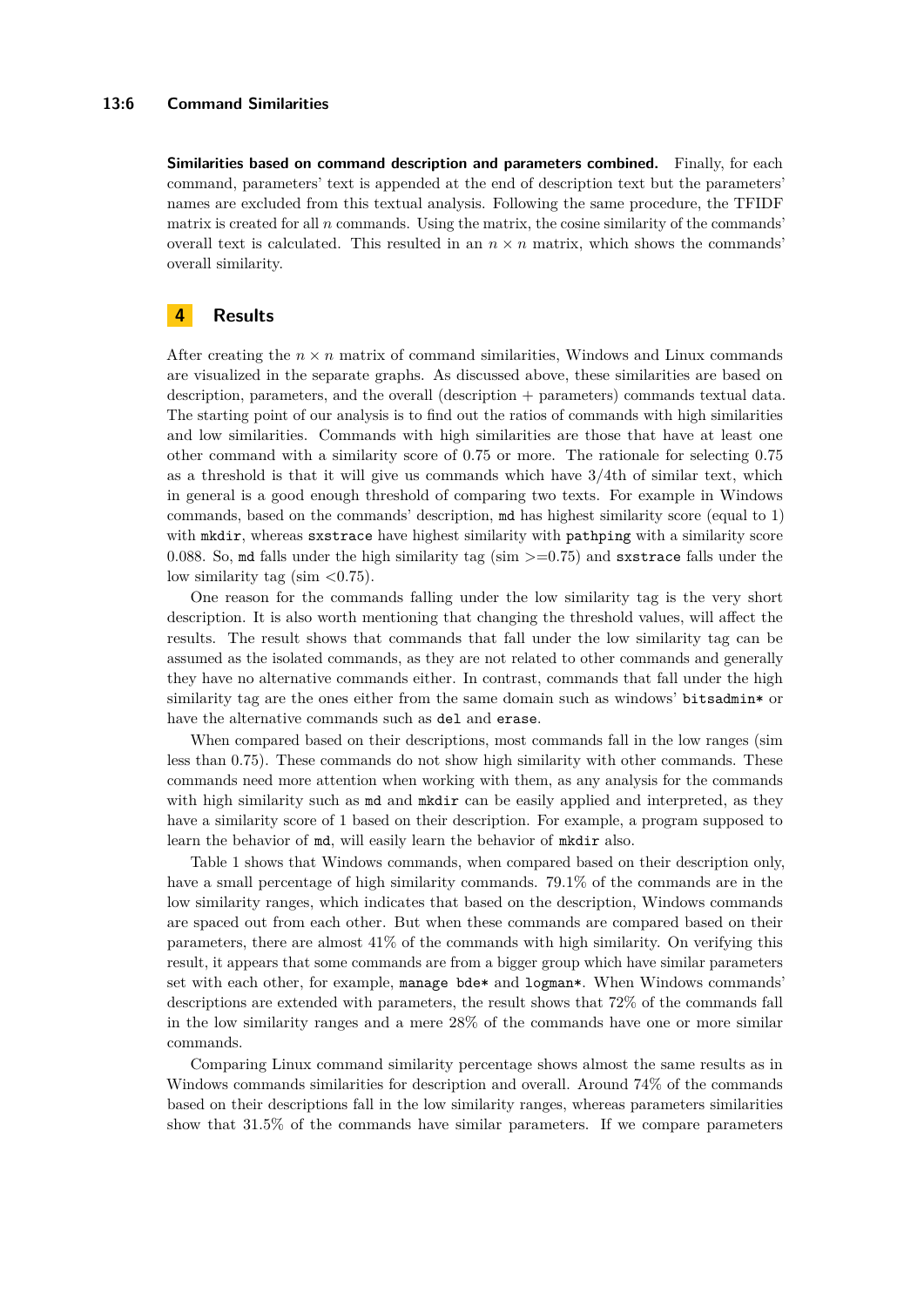**Similarities based on command description and parameters combined.** Finally, for each command, parameters' text is appended at the end of description text but the parameters' names are excluded from this textual analysis. Following the same procedure, the TFIDF matrix is created for all $n$ commands. Using the matrix, the cosine similarity of the commands' overall text is calculated. This resulted in an $n \times n$ matrix, which shows the commands' overall similarity.

## 4 Results

After creating the $n \times n$ matrix of command similarities, Windows and Linux commands are visualized in the separate graphs. As discussed above, these similarities are based on description, parameters, and the overall (description + parameters) commands textual data. The starting point of our analysis is to find out the ratios of commands with high similarities and low similarities. Commands with high similarities are those that have at least one other command with a similarity score of 0.75 or more. The rationale for selecting 0.75 as a threshold is that it will give us commands which have 3/4th of similar text, which in general is a good enough threshold of comparing two texts. For example in Windows commands, based on the commands' description, `md` has highest similarity score (equal to 1) with `mkdir`, whereas `sxstrace` have highest similarity with `pathping` with a similarity score 0.088. So, `md` falls under the high similarity tag (sim >=0.75) and `sxstrace` falls under the low similarity tag (sim <0.75).

One reason for the commands falling under the low similarity tag is the very short description. It is also worth mentioning that changing the threshold values, will affect the results. The result shows that commands that fall under the low similarity tag can be assumed as the isolated commands, as they are not related to other commands and generally they have no alternative commands either. In contrast, commands that fall under the high similarity tag are the ones either from the same domain such as windows' `bitsadmin*` or have the alternative commands such as `del` and `erase`.

When compared based on their descriptions, most commands fall in the low ranges (sim less than 0.75). These commands do not show high similarity with other commands. These commands need more attention when working with them, as any analysis for the commands with high similarity such as `md` and `mkdir` can be easily applied and interpreted, as they have a similarity score of 1 based on their description. For example, a program supposed to learn the behavior of `md`, will easily learn the behavior of `mkdir` also.

Table 1 shows that Windows commands, when compared based on their description only, have a small percentage of high similarity commands. 79.1% of the commands are in the low similarity ranges, which indicates that based on the description, Windows commands are spaced out from each other. But when these commands are compared based on their parameters, there are almost 41% of the commands with high similarity. On verifying this result, it appears that some commands are from a bigger group which have similar parameters set with each other, for example, `manage bde*` and `logman*`. When Windows commands' descriptions are extended with parameters, the result shows that 72% of the commands fall in the low similarity ranges and a mere 28% of the commands have one or more similar commands.

Comparing Linux command similarity percentage shows almost the same results as in Windows commands similarities for description and overall. Around 74% of the commands based on their descriptions fall in the low similarity ranges, whereas parameters similarities show that 31.5% of the commands have similar parameters. If we compare parameters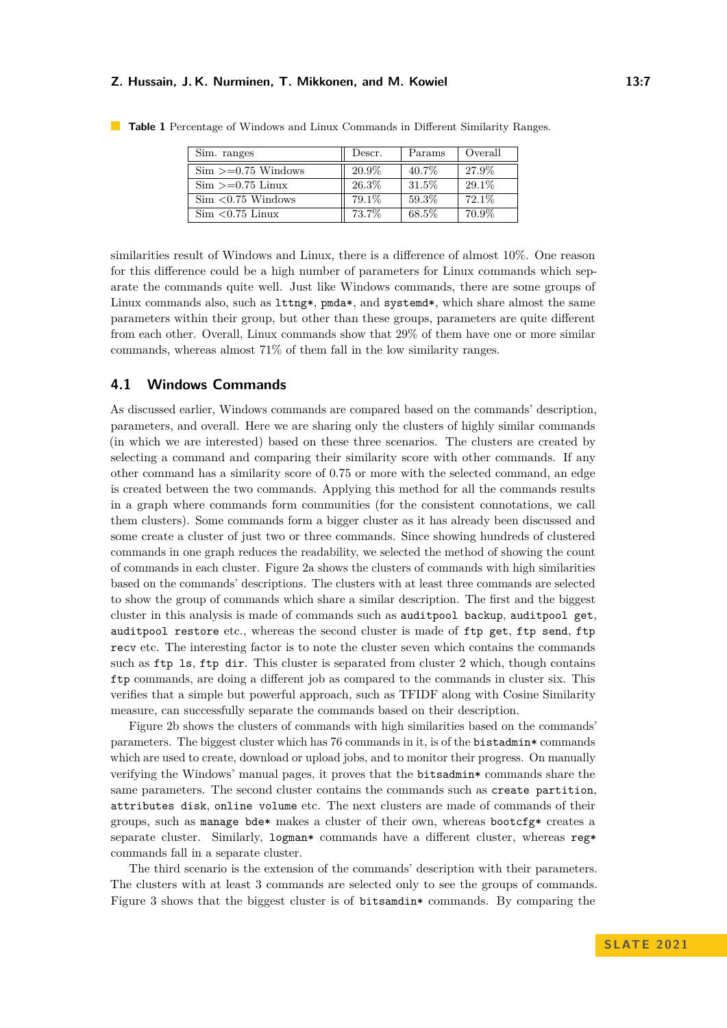**Table 1** Percentage of Windows and Linux Commands in Different Similarity Ranges.

| Sim. ranges | Descr. | Params | Overall |
|---|---|---|---|
| Sim >=0.75 Windows | 20.9% | 40.7% | 27.9% |
| Sim >=0.75 Linux | 26.3% | 31.5% | 29.1% |
| Sim <0.75 Windows | 79.1% | 59.3% | 72.1% |
| Sim <0.75 Linux | 73.7% | 68.5% | 70.9% |

similarities result of Windows and Linux, there is a difference of almost 10%. One reason for this difference could be a high number of parameters for Linux commands which separate the commands quite well. Just like Windows commands, there are some groups of Linux commands also, such as `lttng*`, `pmda*`, and `systemd*`, which share almost the same parameters within their group, but other than these groups, parameters are quite different from each other. Overall, Linux commands show that 29% of them have one or more similar commands, whereas almost 71% of them fall in the low similarity ranges.

## 4.1 Windows Commands

As discussed earlier, Windows commands are compared based on the commands' description, parameters, and overall. Here we are sharing only the clusters of highly similar commands (in which we are interested) based on these three scenarios. The clusters are created by selecting a command and comparing their similarity score with other commands. If any other command has a similarity score of 0.75 or more with the selected command, an edge is created between the two commands. Applying this method for all the commands results in a graph where commands form communities (for the consistent connotations, we call them clusters). Some commands form a bigger cluster as it has already been discussed and some create a cluster of just two or three commands. Since showing hundreds of clustered commands in one graph reduces the readability, we selected the method of showing the count of commands in each cluster. Figure 2a shows the clusters of commands with high similarities based on the commands' descriptions. The clusters with at least three commands are selected to show the group of commands which share a similar description. The first and the biggest cluster in this analysis is made of commands such as `auditpool backup`, `auditpool get`, `auditpool restore` etc., whereas the second cluster is made of `ftp get`, `ftp send`, `ftp recv` etc. The interesting factor is to note the cluster seven which contains the commands such as `ftp ls`, `ftp dir`. This cluster is separated from cluster 2 which, though contains `ftp` commands, are doing a different job as compared to the commands in cluster six. This verifies that a simple but powerful approach, such as TFIDF along with Cosine Similarity measure, can successfully separate the commands based on their description.

Figure 2b shows the clusters of commands with high similarities based on the commands' parameters. The biggest cluster which has 76 commands in it, is of the `bistadmin*` commands which are used to create, download or upload jobs, and to monitor their progress. On manually verifying the Windows' manual pages, it proves that the `bitsadmin*` commands share the same parameters. The second cluster contains the commands such as `create partition`, `attributes disk`, `online volume` etc. The next clusters are made of commands of their groups, such as `manage bde*` makes a cluster of their own, whereas `bootcfg*` creates a separate cluster. Similarly, `logman*` commands have a different cluster, whereas `reg*` commands fall in a separate cluster.

The third scenario is the extension of the commands' description with their parameters. The clusters with at least 3 commands are selected only to see the groups of commands. Figure 3 shows that the biggest cluster is of `bitsamdin*` commands. By comparing the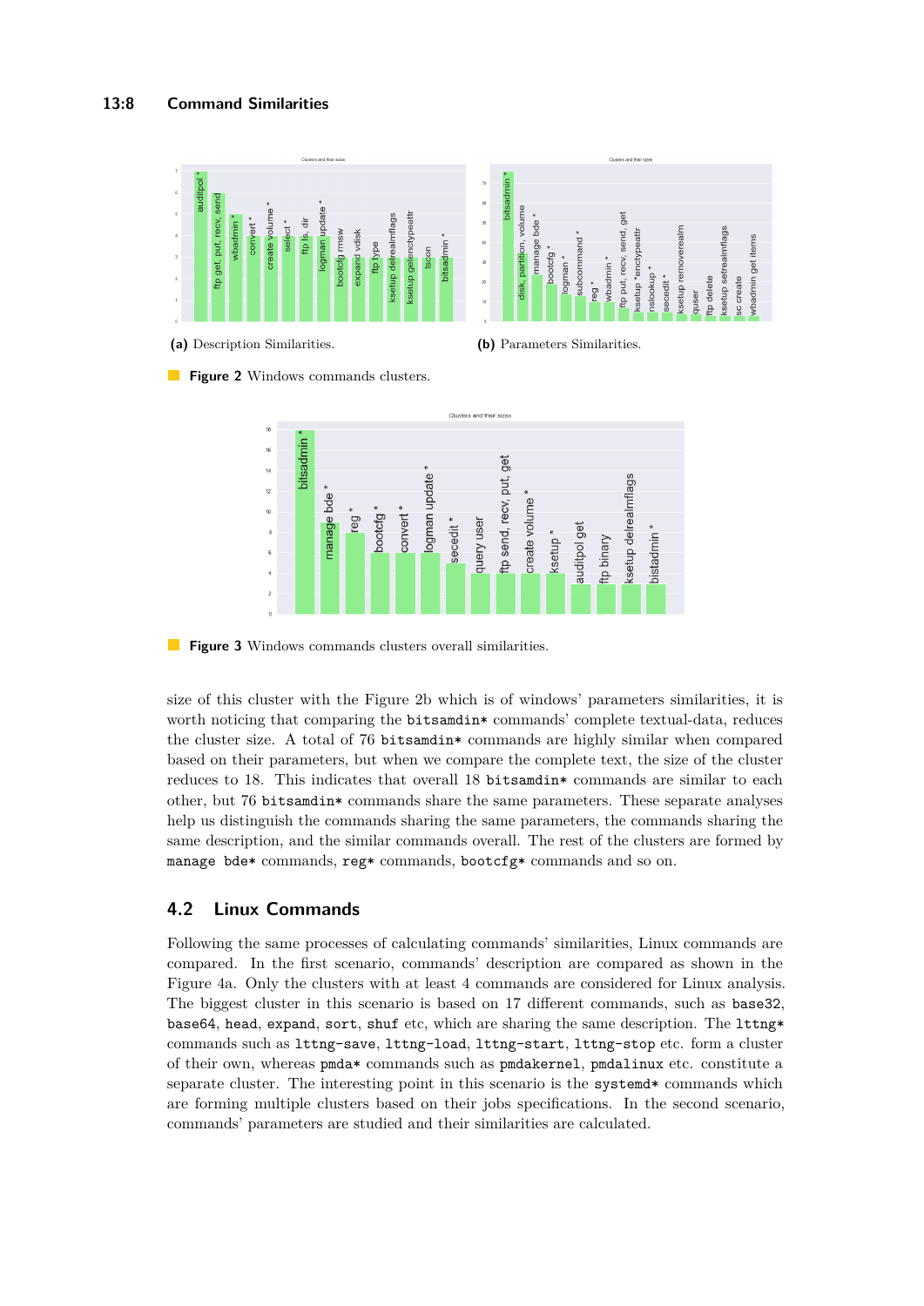(a) Description Similarities.

(b) Parameters Similarities.

**Figure 2** Windows commands clusters.

**Figure 3** Windows commands clusters overall similarities.

size of this cluster with the Figure 2b which is of windows' parameters similarities, it is worth noticing that comparing the bitsamdin* commands' complete textual-data, reduces the cluster size. A total of 76 bitsamdin* commands are highly similar when compared based on their parameters, but when we compare the complete text, the size of the cluster reduces to 18. This indicates that overall 18 bitsamdin* commands are similar to each other, but 76 bitsamdin* commands share the same parameters. These separate analyses help us distinguish the commands sharing the same parameters, the commands sharing the same description, and the similar commands overall. The rest of the clusters are formed by manage bde* commands, reg* commands, bootcfg* commands and so on.

## 4.2 Linux Commands

Following the same processes of calculating commands' similarities, Linux commands are compared. In the first scenario, commands' description are compared as shown in the Figure 4a. Only the clusters with at least 4 commands are considered for Linux analysis. The biggest cluster in this scenario is based on 17 different commands, such as base32, base64, head, expand, sort, shuf etc, which are sharing the same description. The lttng* commands such as lttng-save, lttng-load, lttng-start, lttng-stop etc. form a cluster of their own, whereas pmda* commands such as pmdakernel, pmdalinux etc. constitute a separate cluster. The interesting point in this scenario is the systemd* commands which are forming multiple clusters based on their jobs specifications. In the second scenario, commands' parameters are studied and their similarities are calculated.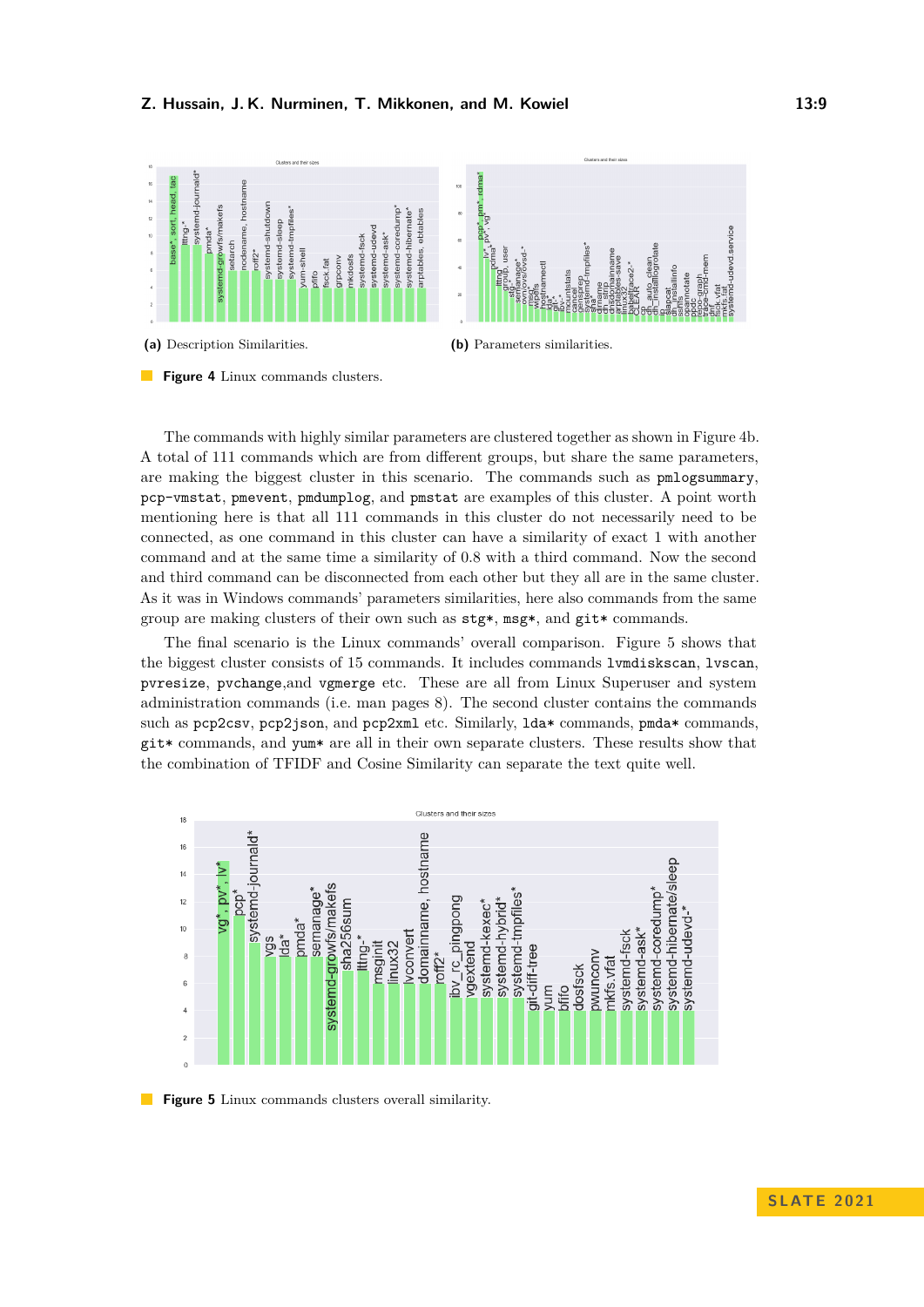(a) Description Similarities.

(b) Parameters similarities.

**Figure 4** Linux commands clusters.

The commands with highly similar parameters are clustered together as shown in Figure 4b. A total of 111 commands which are from different groups, but share the same parameters, are making the biggest cluster in this scenario. The commands such as `pmlogsummary`, `pcp-vmstat`, `pmevent`, `pmdumplog`, and `pmstat` are examples of this cluster. A point worth mentioning here is that all 111 commands in this cluster do not necessarily need to be connected, as one command in this cluster can have a similarity of exact 1 with another command and at the same time a similarity of 0.8 with a third command. Now the second and third command can be disconnected from each other but they all are in the same cluster. As it was in Windows commands' parameters similarities, here also commands from the same group are making clusters of their own such as `stg*`, `msg*`, and `git*` commands.

The final scenario is the Linux commands' overall comparison. Figure 5 shows that the biggest cluster consists of 15 commands. It includes commands `lvmdiskscan`, `lvscan`, `pvresize`, `pvchange`,and `vgmerge` etc. These are all from Linux Superuser and system administration commands (i.e. man pages 8). The second cluster contains the commands such as `pcp2csv`, `pcp2json`, and `pcp2xml` etc. Similarly, `lda*` commands, `pmda*` commands, `git*` commands, and `yum*` are all in their own separate clusters. These results show that the combination of TFIDF and Cosine Similarity can separate the text quite well.

**Figure 5** Linux commands clusters overall similarity.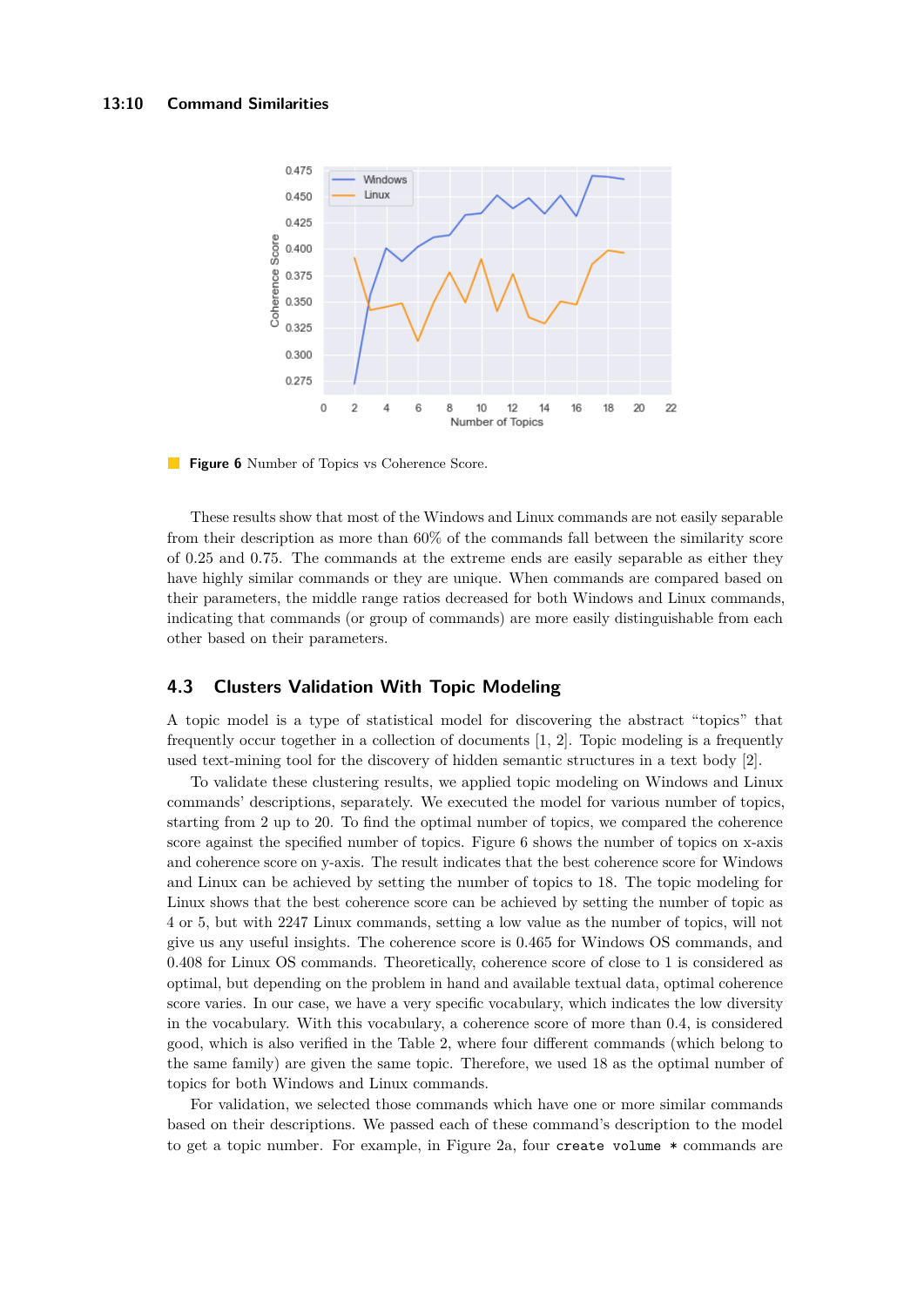**Figure 6** Number of Topics vs Coherence Score.

These results show that most of the Windows and Linux commands are not easily separable from their description as more than 60% of the commands fall between the similarity score of 0.25 and 0.75. The commands at the extreme ends are easily separable as either they have highly similar commands or they are unique. When commands are compared based on their parameters, the middle range ratios decreased for both Windows and Linux commands, indicating that commands (or group of commands) are more easily distinguishable from each other based on their parameters.

## 4.3 Clusters Validation With Topic Modeling

A topic model is a type of statistical model for discovering the abstract "topics" that frequently occur together in a collection of documents [1, 2]. Topic modeling is a frequently used text-mining tool for the discovery of hidden semantic structures in a text body [2].

To validate these clustering results, we applied topic modeling on Windows and Linux commands' descriptions, separately. We executed the model for various number of topics, starting from 2 up to 20. To find the optimal number of topics, we compared the coherence score against the specified number of topics. Figure 6 shows the number of topics on x-axis and coherence score on y-axis. The result indicates that the best coherence score for Windows and Linux can be achieved by setting the number of topics to 18. The topic modeling for Linux shows that the best coherence score can be achieved by setting the number of topic as 4 or 5, but with 2247 Linux commands, setting a low value as the number of topics, will not give us any useful insights. The coherence score is 0.465 for Windows OS commands, and 0.408 for Linux OS commands. Theoretically, coherence score of close to 1 is considered as optimal, but depending on the problem in hand and available textual data, optimal coherence score varies. In our case, we have a very specific vocabulary, which indicates the low diversity in the vocabulary. With this vocabulary, a coherence score of more than 0.4, is considered good, which is also verified in the Table 2, where four different commands (which belong to the same family) are given the same topic. Therefore, we used 18 as the optimal number of topics for both Windows and Linux commands.

For validation, we selected those commands which have one or more similar commands based on their descriptions. We passed each of these command's description to the model to get a topic number. For example, in Figure 2a, four `create volume *` commands are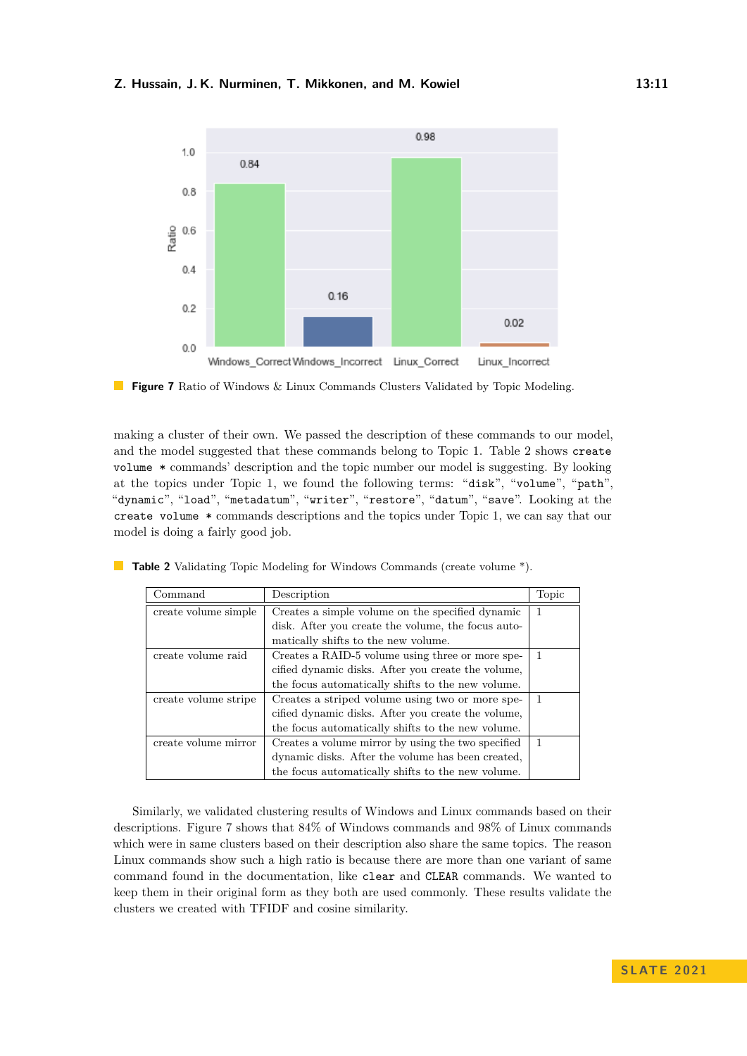**Figure 7** Ratio of Windows & Linux Commands Clusters Validated by Topic Modeling.

making a cluster of their own. We passed the description of these commands to our model, and the model suggested that these commands belong to Topic 1. Table 2 shows `create volume *` commands' description and the topic number our model is suggesting. By looking at the topics under Topic 1, we found the following terms: "`disk`", "`volume`", "`path`", "`dynamic`", "`load`", "`metadatum`", "`writer`", "`restore`", "`datum`", "`save`". Looking at the `create volume *` commands descriptions and the topics under Topic 1, we can say that our model is doing a fairly good job.

**Table 2** Validating Topic Modeling for Windows Commands (create volume *).

| Command | Description | Topic |
|---|---|---|
| create volume simple | Creates a simple volume on the specified dynamic disk. After you create the volume, the focus automatically shifts to the new volume. | 1 |
| create volume raid | Creates a RAID-5 volume using three or more specified dynamic disks. After you create the volume, the focus automatically shifts to the new volume. | 1 |
| create volume stripe | Creates a striped volume using two or more specified dynamic disks. After you create the volume, the focus automatically shifts to the new volume. | 1 |
| create volume mirror | Creates a volume mirror by using the two specified dynamic disks. After the volume has been created, the focus automatically shifts to the new volume. | 1 |

Similarly, we validated clustering results of Windows and Linux commands based on their descriptions. Figure 7 shows that 84% of Windows commands and 98% of Linux commands which were in same clusters based on their description also share the same topics. The reason Linux commands show such a high ratio is because there are more than one variant of same command found in the documentation, like `clear` and `CLEAR` commands. We wanted to keep them in their original form as they both are used commonly. These results validate the clusters we created with TFIDF and cosine similarity.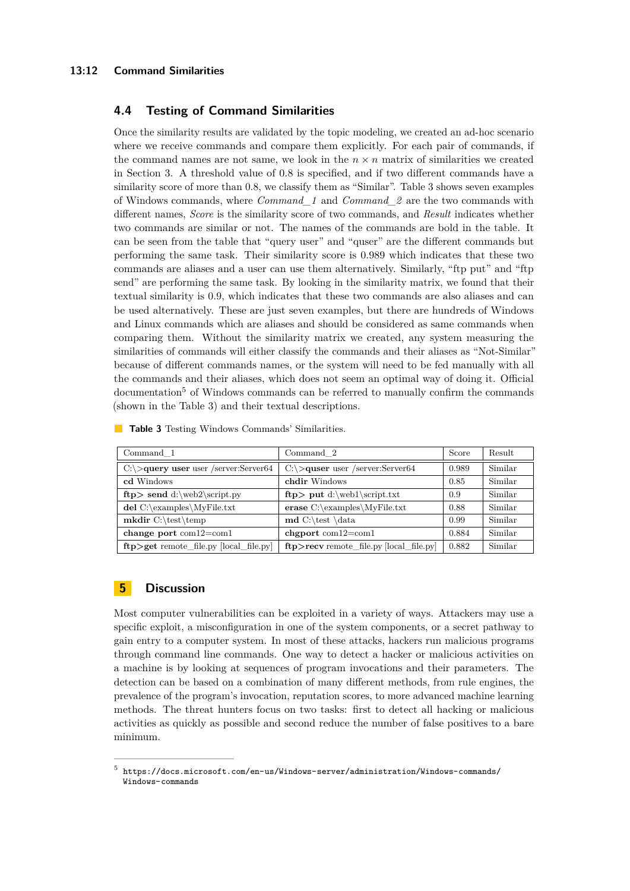## 4.4 Testing of Command Similarities

Once the similarity results are validated by the topic modeling, we created an ad-hoc scenario where we receive commands and compare them explicitly. For each pair of commands, if the command names are not same, we look in the $n \times n$ matrix of similarities we created in Section 3. A threshold value of 0.8 is specified, and if two different commands have a similarity score of more than 0.8, we classify them as "Similar". Table 3 shows seven examples of Windows commands, where *Command_1* and *Command_2* are the two commands with different names, *Score* is the similarity score of two commands, and *Result* indicates whether two commands are similar or not. The names of the commands are bold in the table. It can be seen from the table that "query user" and "quser" are the different commands but performing the same task. Their similarity score is 0.989 which indicates that these two commands are aliases and a user can use them alternatively. Similarly, "ftp put" and "ftp send" are performing the same task. By looking in the similarity matrix, we found that their textual similarity is 0.9, which indicates that these two commands are also aliases and can be used alternatively. These are just seven examples, but there are hundreds of Windows and Linux commands which are aliases and should be considered as same commands when comparing them. Without the similarity matrix we created, any system measuring the similarities of commands will either classify the commands and their aliases as "Not-Similar" because of different commands names, or the system will need to be fed manually with all the commands and their aliases, which does not seem an optimal way of doing it. Official documentation[5] of Windows commands can be referred to manually confirm the commands (shown in the Table 3) and their textual descriptions.

**Table 3** Testing Windows Commands' Similarities.

| Command_1 | Command_2 | Score | Result |
|---|---|---|---|
| C:\>**query user** user /server:Server64 | C:\>**quser** user /server:Server64 | 0.989 | Similar |
| **cd** Windows | **chdir** Windows | 0.85 | Similar |
| **ftp> send** d:\web2\script.py | **ftp> put** d:\web1\script.txt | 0.9 | Similar |
| **del** C:\examples\MyFile.txt | **erase** C:\examples\MyFile.txt | 0.88 | Similar |
| **mkdir** C:\test\temp | **md** C:\test \data | 0.99 | Similar |
| **change port** com12=com1 | **chgport** com12=com1 | 0.884 | Similar |
| **ftp>get** remote_file.py [local_file.py] | **ftp>recv** remote_file.py [local_file.py] | 0.882 | Similar |

# 5 Discussion

Most computer vulnerabilities can be exploited in a variety of ways. Attackers may use a specific exploit, a misconfiguration in one of the system components, or a secret pathway to gain entry to a computer system. In most of these attacks, hackers run malicious programs through command line commands. One way to detect a hacker or malicious activities on a machine is by looking at sequences of program invocations and their parameters. The detection can be based on a combination of many different methods, from rule engines, the prevalence of the program's invocation, reputation scores, to more advanced machine learning methods. The threat hunters focus on two tasks: first to detect all hacking or malicious activities as quickly as possible and second reduce the number of false positives to a bare minimum.

[5] https://docs.microsoft.com/en-us/Windows-server/administration/Windows-commands/Windows-commands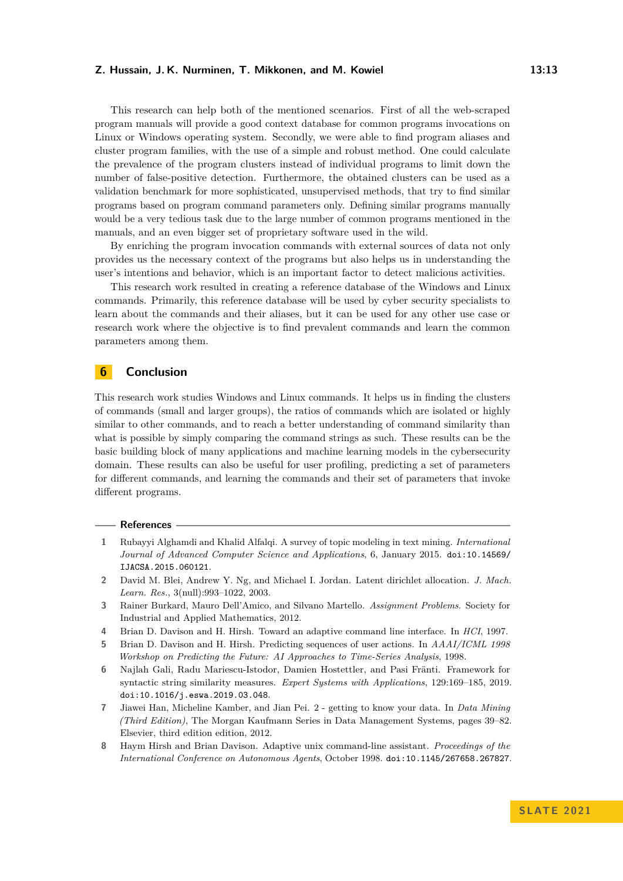This research can help both of the mentioned scenarios. First of all the web-scraped program manuals will provide a good context database for common programs invocations on Linux or Windows operating system. Secondly, we were able to find program aliases and cluster program families, with the use of a simple and robust method. One could calculate the prevalence of the program clusters instead of individual programs to limit down the number of false-positive detection. Furthermore, the obtained clusters can be used as a validation benchmark for more sophisticated, unsupervised methods, that try to find similar programs based on program command parameters only. Defining similar programs manually would be a very tedious task due to the large number of common programs mentioned in the manuals, and an even bigger set of proprietary software used in the wild.

By enriching the program invocation commands with external sources of data not only provides us the necessary context of the programs but also helps us in understanding the user's intentions and behavior, which is an important factor to detect malicious activities.

This research work resulted in creating a reference database of the Windows and Linux commands. Primarily, this reference database will be used by cyber security specialists to learn about the commands and their aliases, but it can be used for any other use case or research work where the objective is to find prevalent commands and learn the common parameters among them.

## 6 Conclusion

This research work studies Windows and Linux commands. It helps us in finding the clusters of commands (small and larger groups), the ratios of commands which are isolated or highly similar to other commands, and to reach a better understanding of command similarity than what is possible by simply comparing the command strings as such. These results can be the basic building block of many applications and machine learning models in the cybersecurity domain. These results can also be useful for user profiling, predicting a set of parameters for different commands, and learning the commands and their set of parameters that invoke different programs.

## References

1. Rubayyi Alghamdi and Khalid Alfalqi. A survey of topic modeling in text mining. *International Journal of Advanced Computer Science and Applications*, 6, January 2015. doi:10.14569/IJACSA.2015.060121.
2. David M. Blei, Andrew Y. Ng, and Michael I. Jordan. Latent dirichlet allocation. *J. Mach. Learn. Res.*, 3(null):993–1022, 2003.
3. Rainer Burkard, Mauro Dell'Amico, and Silvano Martello. *Assignment Problems*. Society for Industrial and Applied Mathematics, 2012.
4. Brian D. Davison and H. Hirsh. Toward an adaptive command line interface. In *HCI*, 1997.
5. Brian D. Davison and H. Hirsh. Predicting sequences of user actions. In *AAAI/ICML 1998 Workshop on Predicting the Future: AI Approaches to Time-Series Analysis*, 1998.
6. Najlah Gali, Radu Mariescu-Istodor, Damien Hostettler, and Pasi Fränti. Framework for syntactic string similarity measures. *Expert Systems with Applications*, 129:169–185, 2019. doi:10.1016/j.eswa.2019.03.048.
7. Jiawei Han, Micheline Kamber, and Jian Pei. 2 - getting to know your data. In *Data Mining (Third Edition)*, The Morgan Kaufmann Series in Data Management Systems, pages 39–82. Elsevier, third edition edition, 2012.
8. Haym Hirsh and Brian Davison. Adaptive unix command-line assistant. *Proceedings of the International Conference on Autonomous Agents*, October 1998. doi:10.1145/267658.267827.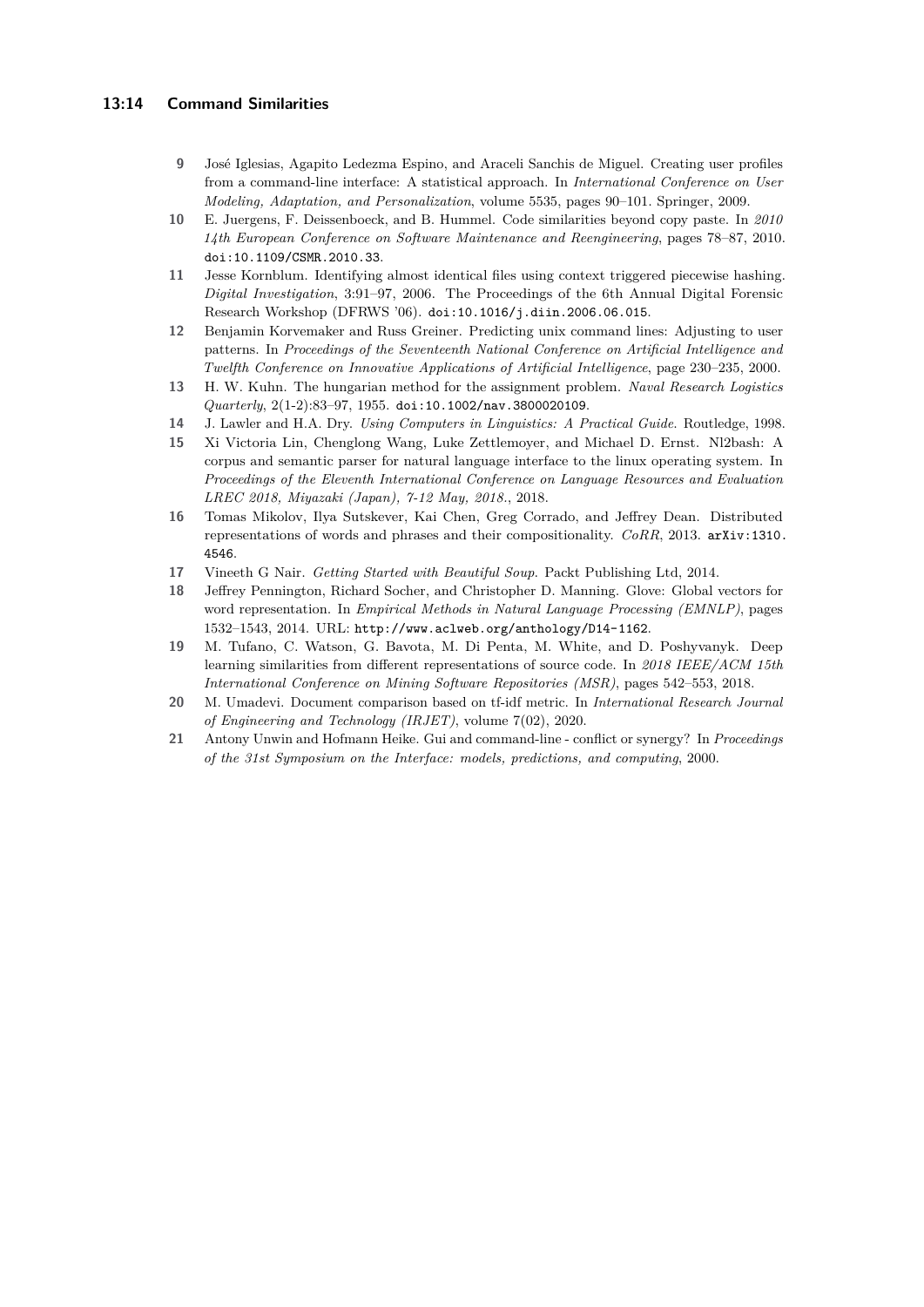9. José Iglesias, Agapito Ledezma Espino, and Araceli Sanchis de Miguel. Creating user profiles from a command-line interface: A statistical approach. In *International Conference on User Modeling, Adaptation, and Personalization*, volume 5535, pages 90–101. Springer, 2009.
10. E. Juergens, F. Deissenboeck, and B. Hummel. Code similarities beyond copy paste. In *2010 14th European Conference on Software Maintenance and Reengineering*, pages 78–87, 2010. doi:10.1109/CSMR.2010.33.
11. Jesse Kornblum. Identifying almost identical files using context triggered piecewise hashing. *Digital Investigation*, 3:91–97, 2006. The Proceedings of the 6th Annual Digital Forensic Research Workshop (DFRWS '06). doi:10.1016/j.diin.2006.06.015.
12. Benjamin Korvemaker and Russ Greiner. Predicting unix command lines: Adjusting to user patterns. In *Proceedings of the Seventeenth National Conference on Artificial Intelligence and Twelfth Conference on Innovative Applications of Artificial Intelligence*, page 230–235, 2000.
13. H. W. Kuhn. The hungarian method for the assignment problem. *Naval Research Logistics Quarterly*, 2(1-2):83–97, 1955. doi:10.1002/nav.3800020109.
14. J. Lawler and H.A. Dry. *Using Computers in Linguistics: A Practical Guide*. Routledge, 1998.
15. Xi Victoria Lin, Chenglong Wang, Luke Zettlemoyer, and Michael D. Ernst. Nl2bash: A corpus and semantic parser for natural language interface to the linux operating system. In *Proceedings of the Eleventh International Conference on Language Resources and Evaluation LREC 2018, Miyazaki (Japan), 7-12 May, 2018.*, 2018.
16. Tomas Mikolov, Ilya Sutskever, Kai Chen, Greg Corrado, and Jeffrey Dean. Distributed representations of words and phrases and their compositionality. *CoRR*, 2013. arXiv:1310.4546.
17. Vineeth G Nair. *Getting Started with Beautiful Soup*. Packt Publishing Ltd, 2014.
18. Jeffrey Pennington, Richard Socher, and Christopher D. Manning. Glove: Global vectors for word representation. In *Empirical Methods in Natural Language Processing (EMNLP)*, pages 1532–1543, 2014. URL: http://www.aclweb.org/anthology/D14-1162.
19. M. Tufano, C. Watson, G. Bavota, M. Di Penta, M. White, and D. Poshyvanyk. Deep learning similarities from different representations of source code. In *2018 IEEE/ACM 15th International Conference on Mining Software Repositories (MSR)*, pages 542–553, 2018.
20. M. Umadevi. Document comparison based on tf-idf metric. In *International Research Journal of Engineering and Technology (IRJET)*, volume 7(02), 2020.
21. Antony Unwin and Hofmann Heike. Gui and command-line - conflict or synergy? In *Proceedings of the 31st Symposium on the Interface: models, predictions, and computing*, 2000.